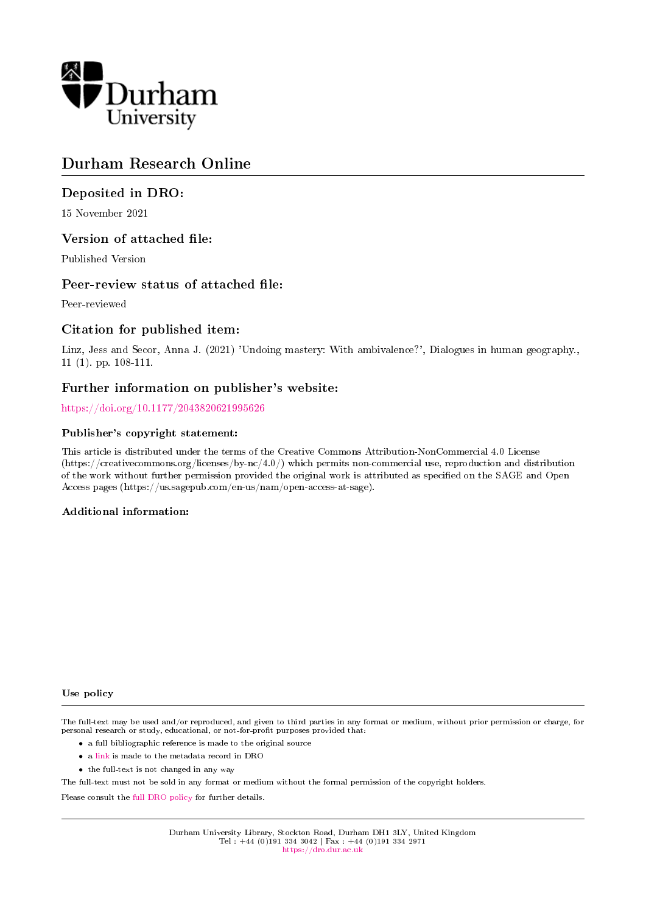Durham University

# Durham Research Online

## Deposited in DRO:

15 November 2021

## Version of attached file:

Published Version

## Peer-review status of attached file:

Peer-reviewed

## Citation for published item:

Linz, Jess and Secor, Anna J. (2021) 'Undoing mastery: With ambivalence?', Dialogues in human geography., 11 (1). pp. 108-111.

## Further information on publisher's website:

https://doi.org/10.1177/2043820621995626

### Publisher's copyright statement:

This article is distributed under the terms of the Creative Commons Attribution-NonCommercial 4.0 License (https://creativecommons.org/licenses/by-nc/4.0/) which permits non-commercial use, reproduction and distribution of the work without further permission provided the original work is attributed as specified on the SAGE and Open Access pages (https://us.sagepub.com/en-us/nam/open-access-at-sage).

### Additional information:

### Use policy

The full-text may be used and/or reproduced, and given to third parties in any format or medium, without prior permission or charge, for personal research or study, educational, or not-for-profit purposes provided that:

- a full bibliographic reference is made to the original source
- a link is made to the metadata record in DRO
- the full-text is not changed in any way

The full-text must not be sold in any format or medium without the formal permission of the copyright holders.

Please consult the full DRO policy for further details.

Durham University Library, Stockton Road, Durham DH1 3LY, United Kingdom
Tel : +44 (0)191 334 3042 | Fax : +44 (0)191 334 2971
https://dro.dur.ac.uk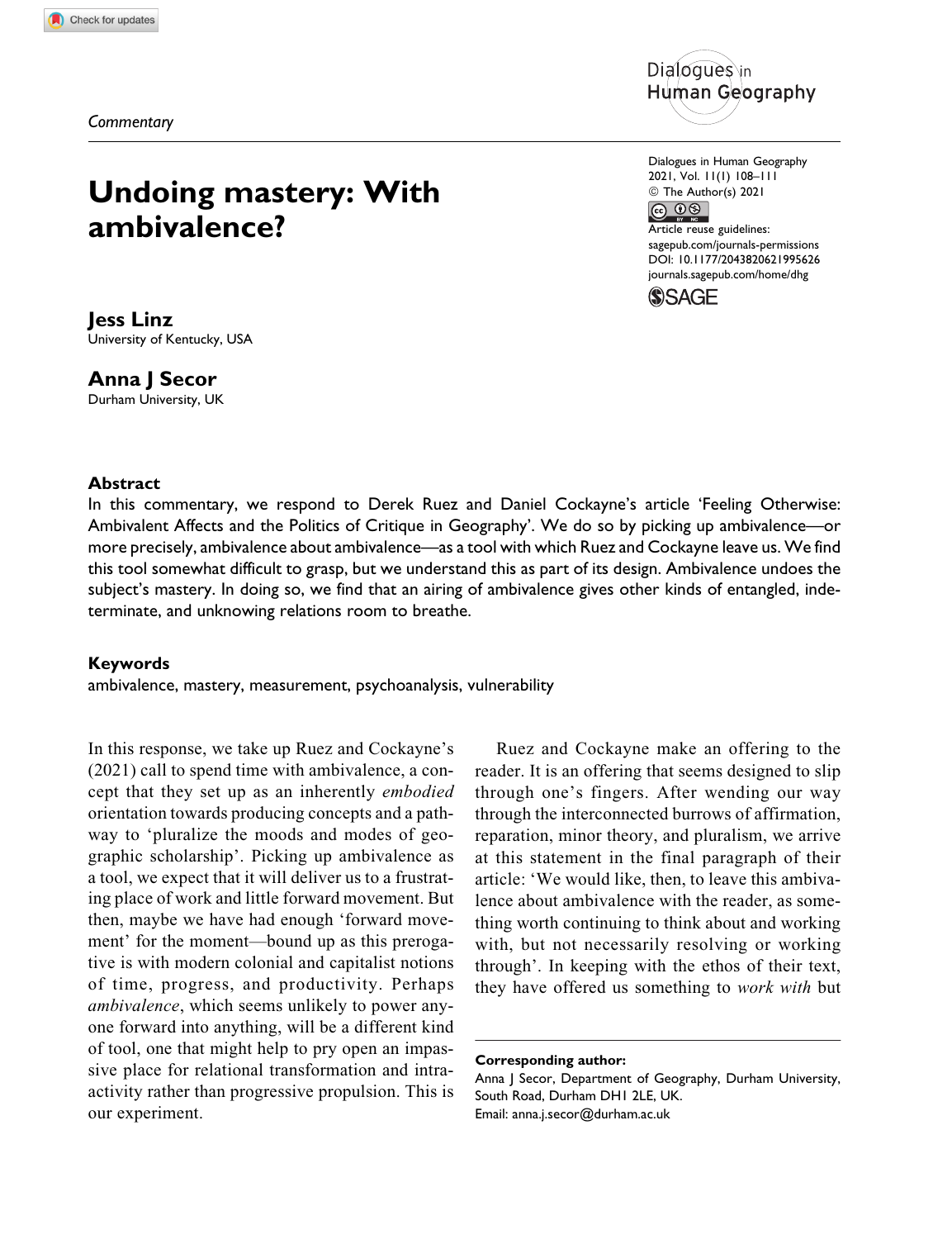*Commentary*

# Undoing mastery: With ambivalence?

**Jess Linz**
University of Kentucky, USA

**Anna J Secor**
Durham University, UK

### Abstract

In this commentary, we respond to Derek Ruez and Daniel Cockayne's article 'Feeling Otherwise: Ambivalent Affects and the Politics of Critique in Geography'. We do so by picking up ambivalence—or more precisely, ambivalence about ambivalence—as a tool with which Ruez and Cockayne leave us. We find this tool somewhat difficult to grasp, but we understand this as part of its design. Ambivalence undoes the subject's mastery. In doing so, we find that an airing of ambivalence gives other kinds of entangled, indeterminate, and unknowing relations room to breathe.

### Keywords

ambivalence, mastery, measurement, psychoanalysis, vulnerability

In this response, we take up Ruez and Cockayne's (2021) call to spend time with ambivalence, a concept that they set up as an inherently *embodied* orientation towards producing concepts and a pathway to 'pluralize the moods and modes of geographic scholarship'. Picking up ambivalence as a tool, we expect that it will deliver us to a frustrating place of work and little forward movement. But then, maybe we have had enough 'forward movement' for the moment—bound up as this prerogative is with modern colonial and capitalist notions of time, progress, and productivity. Perhaps *ambivalence*, which seems unlikely to power anyone forward into anything, will be a different kind of tool, one that might help to pry open an impassive place for relational transformation and intra-activity rather than progressive propulsion. This is our experiment.

Ruez and Cockayne make an offering to the reader. It is an offering that seems designed to slip through one's fingers. After wending our way through the interconnected burrows of affirmation, reparation, minor theory, and pluralism, we arrive at this statement in the final paragraph of their article: 'We would like, then, to leave this ambivalence about ambivalence with the reader, as something worth continuing to think about and working with, but not necessarily resolving or working through'. In keeping with the ethos of their text, they have offered us something to *work with* but

**Corresponding author:**
Anna J Secor, Department of Geography, Durham University, South Road, Durham DH1 2LE, UK.
Email: anna.j.secor@durham.ac.uk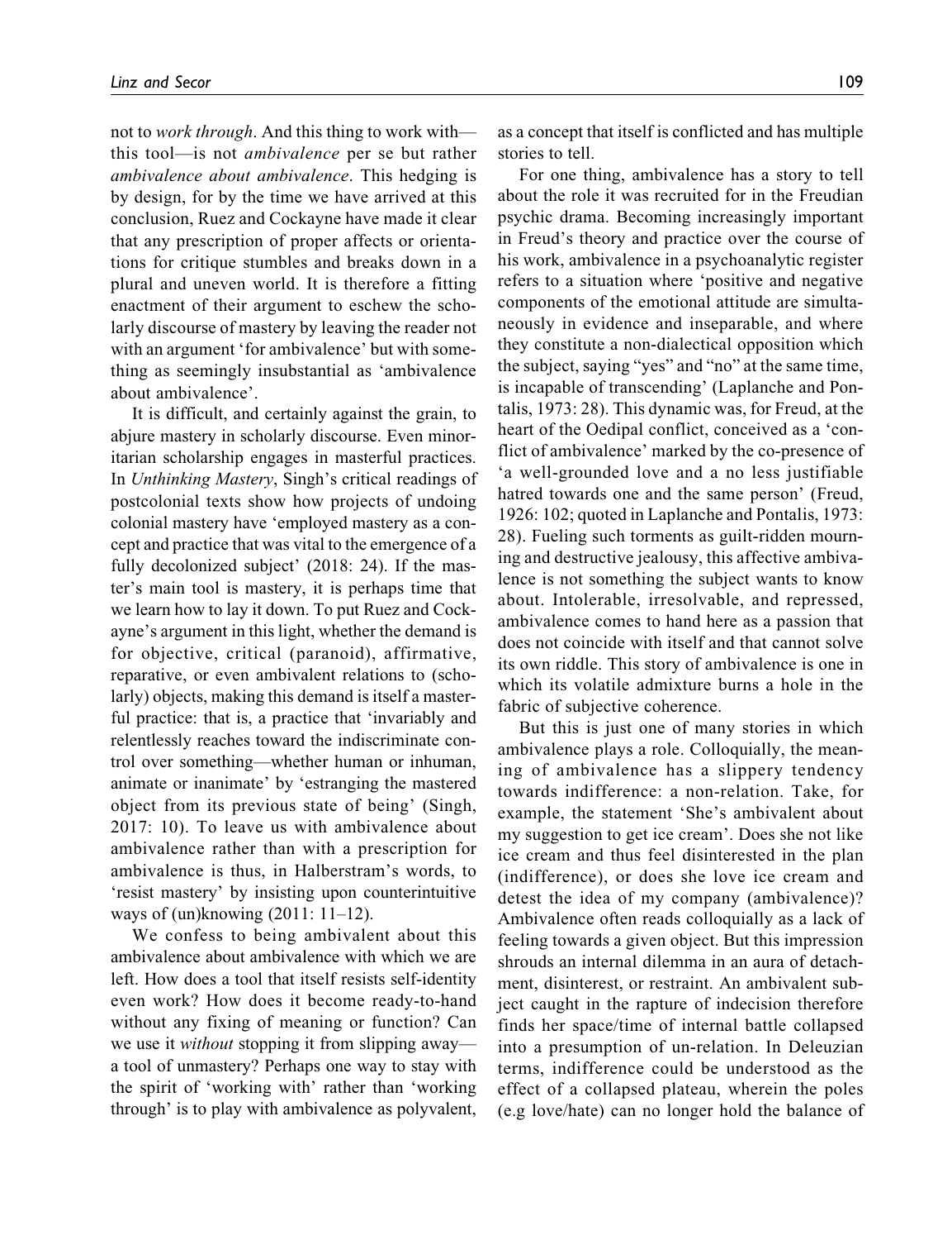not to *work through*. And this thing to work with—this tool—is not *ambivalence* per se but rather *ambivalence about ambivalence*. This hedging is by design, for by the time we have arrived at this conclusion, Ruez and Cockayne have made it clear that any prescription of proper affects or orientations for critique stumbles and breaks down in a plural and uneven world. It is therefore a fitting enactment of their argument to eschew the scholarly discourse of mastery by leaving the reader not with an argument 'for ambivalence' but with something as seemingly insubstantial as 'ambivalence about ambivalence'.

It is difficult, and certainly against the grain, to abjure mastery in scholarly discourse. Even minoritarian scholarship engages in masterful practices. In *Unthinking Mastery*, Singh's critical readings of postcolonial texts show how projects of undoing colonial mastery have 'employed mastery as a concept and practice that was vital to the emergence of a fully decolonized subject' (2018: 24). If the master's main tool is mastery, it is perhaps time that we learn how to lay it down. To put Ruez and Cockayne's argument in this light, whether the demand is for objective, critical (paranoid), affirmative, reparative, or even ambivalent relations to (scholarly) objects, making this demand is itself a masterful practice: that is, a practice that 'invariably and relentlessly reaches toward the indiscriminate control over something—whether human or inhuman, animate or inanimate' by 'estranging the mastered object from its previous state of being' (Singh, 2017: 10). To leave us with ambivalence about ambivalence rather than with a prescription for ambivalence is thus, in Halberstram's words, to 'resist mastery' by insisting upon counterintuitive ways of (un)knowing (2011: 11–12).

We confess to being ambivalent about this ambivalence about ambivalence with which we are left. How does a tool that itself resists self-identity even work? How does it become ready-to-hand without any fixing of meaning or function? Can we use it *without* stopping it from slipping away—a tool of unmastery? Perhaps one way to stay with the spirit of 'working with' rather than 'working through' is to play with ambivalence as polyvalent, as a concept that itself is conflicted and has multiple stories to tell.

For one thing, ambivalence has a story to tell about the role it was recruited for in the Freudian psychic drama. Becoming increasingly important in Freud's theory and practice over the course of his work, ambivalence in a psychoanalytic register refers to a situation where 'positive and negative components of the emotional attitude are simultaneously in evidence and inseparable, and where they constitute a non-dialectical opposition which the subject, saying "yes" and "no" at the same time, is incapable of transcending' (Laplanche and Pontalis, 1973: 28). This dynamic was, for Freud, at the heart of the Oedipal conflict, conceived as a 'conflict of ambivalence' marked by the co-presence of 'a well-grounded love and a no less justifiable hatred towards one and the same person' (Freud, 1926: 102; quoted in Laplanche and Pontalis, 1973: 28). Fueling such torments as guilt-ridden mourning and destructive jealousy, this affective ambivalence is not something the subject wants to know about. Intolerable, irresolvable, and repressed, ambivalence comes to hand here as a passion that does not coincide with itself and that cannot solve its own riddle. This story of ambivalence is one in which its volatile admixture burns a hole in the fabric of subjective coherence.

But this is just one of many stories in which ambivalence plays a role. Colloquially, the meaning of ambivalence has a slippery tendency towards indifference: a non-relation. Take, for example, the statement 'She's ambivalent about my suggestion to get ice cream'. Does she not like ice cream and thus feel disinterested in the plan (indifference), or does she love ice cream and detest the idea of my company (ambivalence)? Ambivalence often reads colloquially as a lack of feeling towards a given object. But this impression shrouds an internal dilemma in an aura of detachment, disinterest, or restraint. An ambivalent subject caught in the rapture of indecision therefore finds her space/time of internal battle collapsed into a presumption of un-relation. In Deleuzian terms, indifference could be understood as the effect of a collapsed plateau, wherein the poles (e.g love/hate) can no longer hold the balance of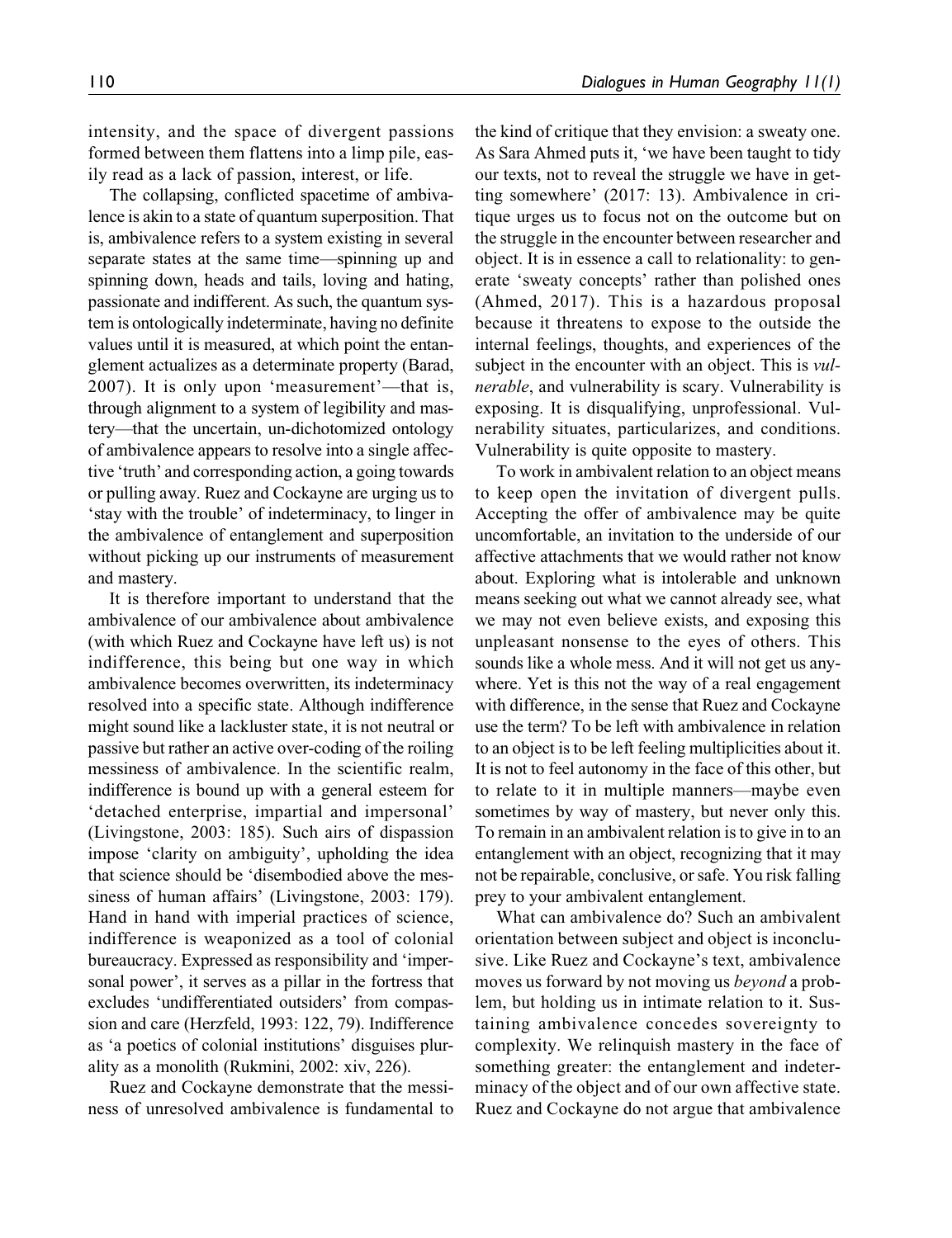intensity, and the space of divergent passions formed between them flattens into a limp pile, easily read as a lack of passion, interest, or life.

The collapsing, conflicted spacetime of ambivalence is akin to a state of quantum superposition. That is, ambivalence refers to a system existing in several separate states at the same time—spinning up and spinning down, heads and tails, loving and hating, passionate and indifferent. As such, the quantum system is ontologically indeterminate, having no definite values until it is measured, at which point the entanglement actualizes as a determinate property (Barad, 2007). It is only upon 'measurement'—that is, through alignment to a system of legibility and mastery—that the uncertain, un-dichotomized ontology of ambivalence appears to resolve into a single affective 'truth' and corresponding action, a going towards or pulling away. Ruez and Cockayne are urging us to 'stay with the trouble' of indeterminacy, to linger in the ambivalence of entanglement and superposition without picking up our instruments of measurement and mastery.

It is therefore important to understand that the ambivalence of our ambivalence about ambivalence (with which Ruez and Cockayne have left us) is not indifference, this being but one way in which ambivalence becomes overwritten, its indeterminacy resolved into a specific state. Although indifference might sound like a lackluster state, it is not neutral or passive but rather an active over-coding of the roiling messiness of ambivalence. In the scientific realm, indifference is bound up with a general esteem for 'detached enterprise, impartial and impersonal' (Livingstone, 2003: 185). Such airs of dispassion impose 'clarity on ambiguity', upholding the idea that science should be 'disembodied above the messiness of human affairs' (Livingstone, 2003: 179). Hand in hand with imperial practices of science, indifference is weaponized as a tool of colonial bureaucracy. Expressed as responsibility and 'impersonal power', it serves as a pillar in the fortress that excludes 'undifferentiated outsiders' from compassion and care (Herzfeld, 1993: 122, 79). Indifference as 'a poetics of colonial institutions' disguises plurality as a monolith (Rukmini, 2002: xiv, 226).

Ruez and Cockayne demonstrate that the messiness of unresolved ambivalence is fundamental to the kind of critique that they envision: a sweaty one. As Sara Ahmed puts it, 'we have been taught to tidy our texts, not to reveal the struggle we have in getting somewhere' (2017: 13). Ambivalence in critique urges us to focus not on the outcome but on the struggle in the encounter between researcher and object. It is in essence a call to relationality: to generate 'sweaty concepts' rather than polished ones (Ahmed, 2017). This is a hazardous proposal because it threatens to expose to the outside the internal feelings, thoughts, and experiences of the subject in the encounter with an object. This is *vulnerable*, and vulnerability is scary. Vulnerability is exposing. It is disqualifying, unprofessional. Vulnerability situates, particularizes, and conditions. Vulnerability is quite opposite to mastery.

To work in ambivalent relation to an object means to keep open the invitation of divergent pulls. Accepting the offer of ambivalence may be quite uncomfortable, an invitation to the underside of our affective attachments that we would rather not know about. Exploring what is intolerable and unknown means seeking out what we cannot already see, what we may not even believe exists, and exposing this unpleasant nonsense to the eyes of others. This sounds like a whole mess. And it will not get us anywhere. Yet is this not the way of a real engagement with difference, in the sense that Ruez and Cockayne use the term? To be left with ambivalence in relation to an object is to be left feeling multiplicities about it. It is not to feel autonomy in the face of this other, but to relate to it in multiple manners—maybe even sometimes by way of mastery, but never only this. To remain in an ambivalent relation is to give in to an entanglement with an object, recognizing that it may not be repairable, conclusive, or safe. You risk falling prey to your ambivalent entanglement.

What can ambivalence do? Such an ambivalent orientation between subject and object is inconclusive. Like Ruez and Cockayne's text, ambivalence moves us forward by not moving us *beyond* a problem, but holding us in intimate relation to it. Sustaining ambivalence concedes sovereignty to complexity. We relinquish mastery in the face of something greater: the entanglement and indeterminacy of the object and of our own affective state. Ruez and Cockayne do not argue that ambivalence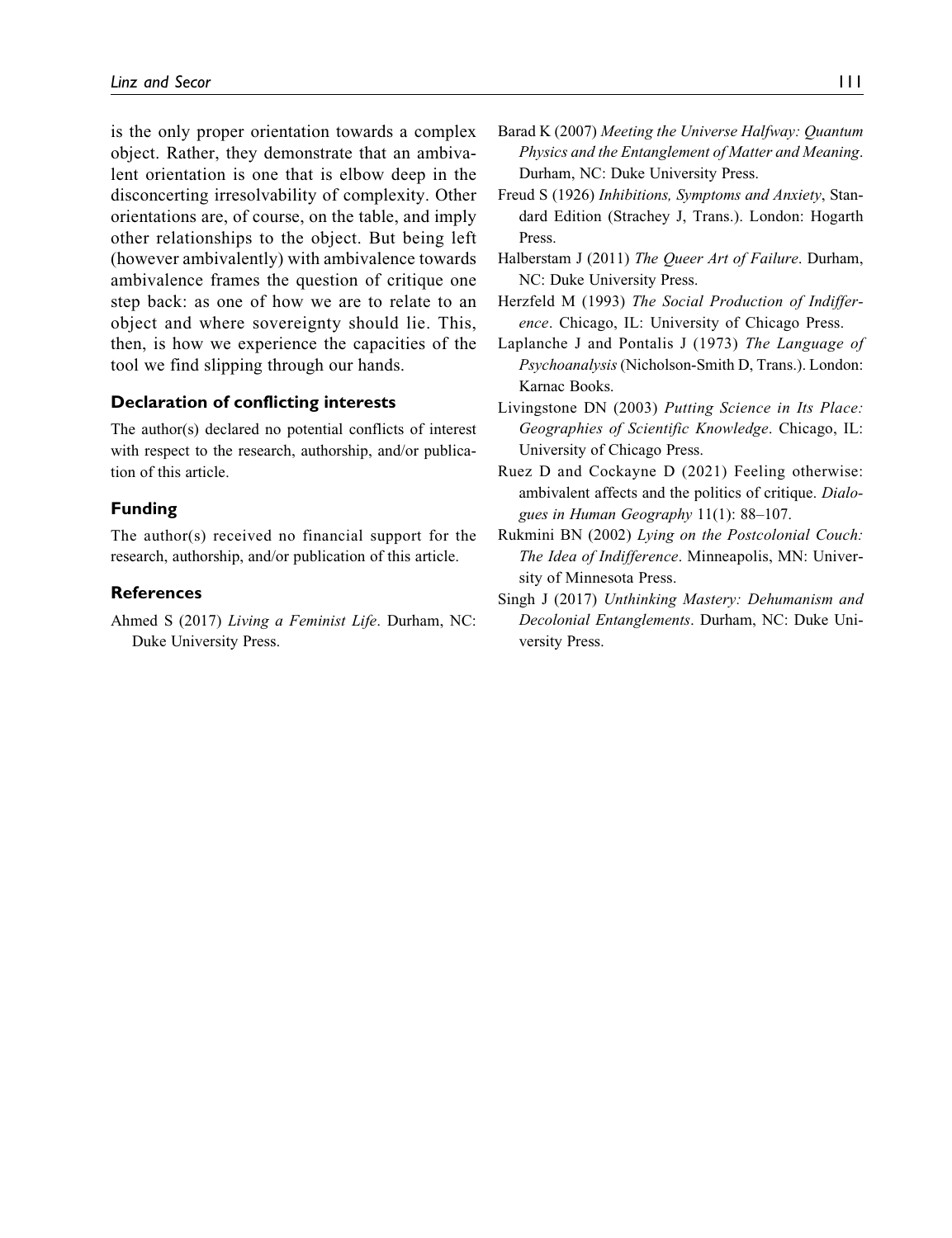is the only proper orientation towards a complex object. Rather, they demonstrate that an ambivalent orientation is one that is elbow deep in the disconcerting irresolvability of complexity. Other orientations are, of course, on the table, and imply other relationships to the object. But being left (however ambivalently) with ambivalence towards ambivalence frames the question of critique one step back: as one of how we are to relate to an object and where sovereignty should lie. This, then, is how we experience the capacities of the tool we find slipping through our hands.

### Declaration of conflicting interests

The author(s) declared no potential conflicts of interest with respect to the research, authorship, and/or publication of this article.

### Funding

The author(s) received no financial support for the research, authorship, and/or publication of this article.

### References

Ahmed S (2017) *Living a Feminist Life*. Durham, NC: Duke University Press.

Barad K (2007) *Meeting the Universe Halfway: Quantum Physics and the Entanglement of Matter and Meaning*. Durham, NC: Duke University Press.

Freud S (1926) *Inhibitions, Symptoms and Anxiety*, Standard Edition (Strachey J, Trans.). London: Hogarth Press.

Halberstam J (2011) *The Queer Art of Failure*. Durham, NC: Duke University Press.

Herzfeld M (1993) *The Social Production of Indifference*. Chicago, IL: University of Chicago Press.

Laplanche J and Pontalis J (1973) *The Language of Psychoanalysis* (Nicholson-Smith D, Trans.). London: Karnac Books.

Livingstone DN (2003) *Putting Science in Its Place: Geographies of Scientific Knowledge*. Chicago, IL: University of Chicago Press.

Ruez D and Cockayne D (2021) Feeling otherwise: ambivalent affects and the politics of critique. *Dialogues in Human Geography* 11(1): 88–107.

Rukmini BN (2002) *Lying on the Postcolonial Couch: The Idea of Indifference*. Minneapolis, MN: University of Minnesota Press.

Singh J (2017) *Unthinking Mastery: Dehumanism and Decolonial Entanglements*. Durham, NC: Duke University Press.